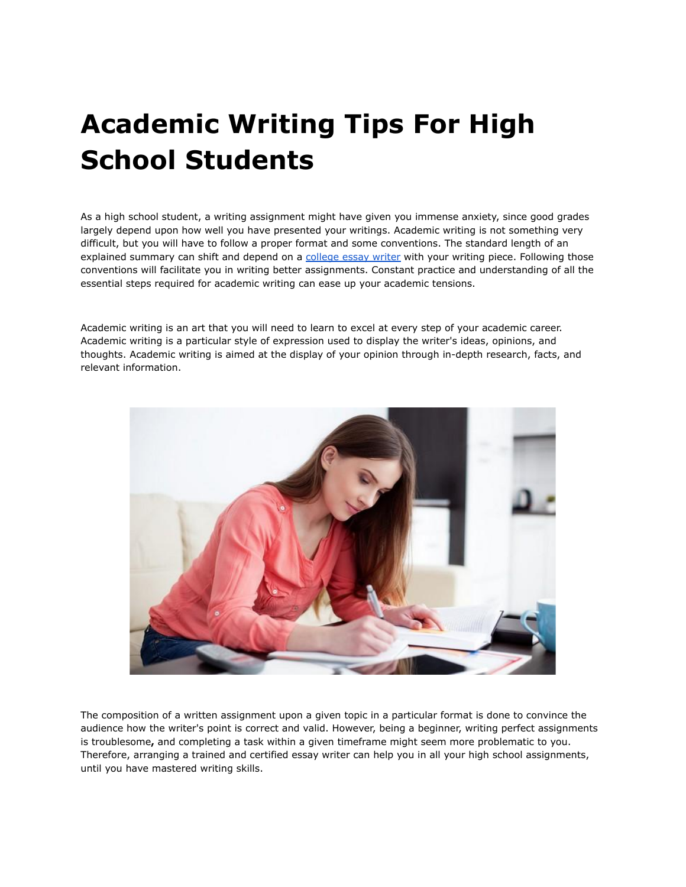# Academic Writing Tips For High School Students

As a high school student, a writing assignment might have given you immense anxiety, since good grades largely depend upon how well you have presented your writings. Academic writing is not something very difficult, but you will have to follow a proper format and some conventions. The standard length of an explained summary can shift and depend on a [college essay writer](college essay writer) with your writing piece. Following those conventions will facilitate you in writing better assignments. Constant practice and understanding of all the essential steps required for academic writing can ease up your academic tensions.

Academic writing is an art that you will need to learn to excel at every step of your academic career. Academic writing is a particular style of expression used to display the writer's ideas, opinions, and thoughts. Academic writing is aimed at the display of your opinion through in-depth research, facts, and relevant information.

The composition of a written assignment upon a given topic in a particular format is done to convince the audience how the writer's point is correct and valid. However, being a beginner, writing perfect assignments is troublesome**,** and completing a task within a given timeframe might seem more problematic to you. Therefore, arranging a trained and certified essay writer can help you in all your high school assignments, until you have mastered writing skills.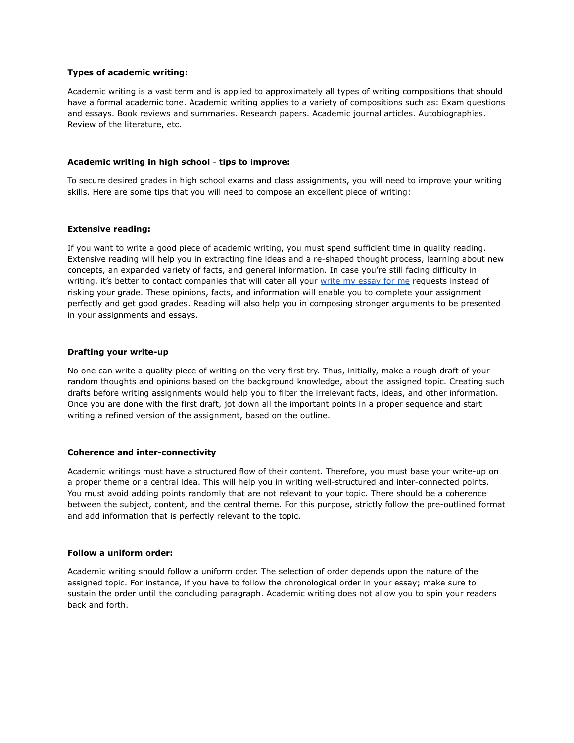**Types of academic writing:**

Academic writing is a vast term and is applied to approximately all types of writing compositions that should have a formal academic tone. Academic writing applies to a variety of compositions such as: Exam questions and essays. Book reviews and summaries. Research papers. Academic journal articles. Autobiographies. Review of the literature, etc.

**Academic writing in high school** - **tips to improve:**

To secure desired grades in high school exams and class assignments, you will need to improve your writing skills. Here are some tips that you will need to compose an excellent piece of writing:

**Extensive reading:**

If you want to write a good piece of academic writing, you must spend sufficient time in quality reading. Extensive reading will help you in extracting fine ideas and a re-shaped thought process, learning about new concepts, an expanded variety of facts, and general information. In case you're still facing difficulty in writing, it's better to contact companies that will cater all your write my essay for me requests instead of risking your grade. These opinions, facts, and information will enable you to complete your assignment perfectly and get good grades. Reading will also help you in composing stronger arguments to be presented in your assignments and essays.

**Drafting your write-up**

No one can write a quality piece of writing on the very first try. Thus, initially, make a rough draft of your random thoughts and opinions based on the background knowledge, about the assigned topic. Creating such drafts before writing assignments would help you to filter the irrelevant facts, ideas, and other information. Once you are done with the first draft, jot down all the important points in a proper sequence and start writing a refined version of the assignment, based on the outline.

**Coherence and inter-connectivity**

Academic writings must have a structured flow of their content. Therefore, you must base your write-up on a proper theme or a central idea. This will help you in writing well-structured and inter-connected points. You must avoid adding points randomly that are not relevant to your topic. There should be a coherence between the subject, content, and the central theme. For this purpose, strictly follow the pre-outlined format and add information that is perfectly relevant to the topic.

**Follow a uniform order:**

Academic writing should follow a uniform order. The selection of order depends upon the nature of the assigned topic. For instance, if you have to follow the chronological order in your essay; make sure to sustain the order until the concluding paragraph. Academic writing does not allow you to spin your readers back and forth.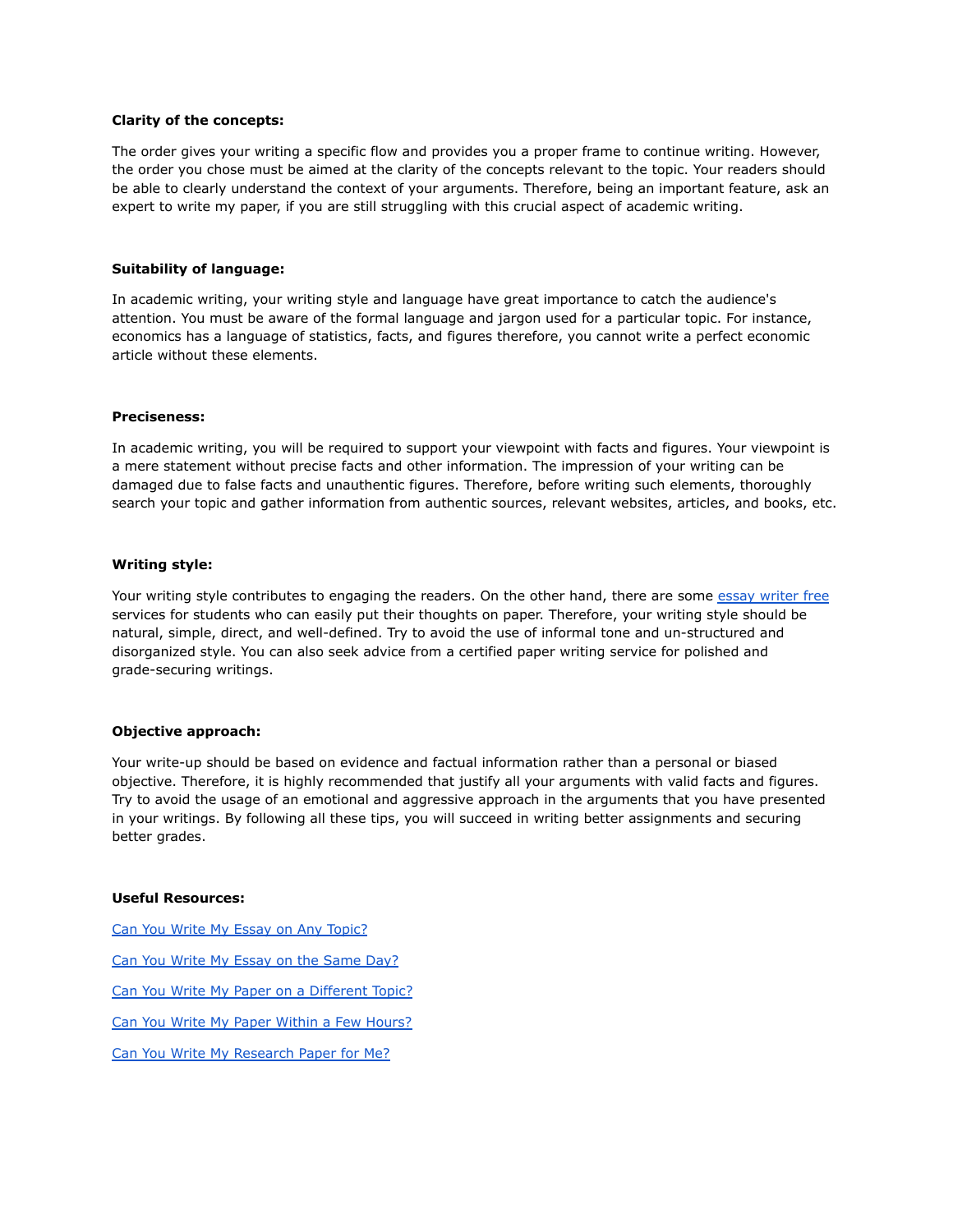**Clarity of the concepts:**

The order gives your writing a specific flow and provides you a proper frame to continue writing. However, the order you chose must be aimed at the clarity of the concepts relevant to the topic. Your readers should be able to clearly understand the context of your arguments. Therefore, being an important feature, ask an expert to write my paper, if you are still struggling with this crucial aspect of academic writing.

**Suitability of language:**

In academic writing, your writing style and language have great importance to catch the audience's attention. You must be aware of the formal language and jargon used for a particular topic. For instance, economics has a language of statistics, facts, and figures therefore, you cannot write a perfect economic article without these elements.

**Preciseness:**

In academic writing, you will be required to support your viewpoint with facts and figures. Your viewpoint is a mere statement without precise facts and other information. The impression of your writing can be damaged due to false facts and unauthentic figures. Therefore, before writing such elements, thoroughly search your topic and gather information from authentic sources, relevant websites, articles, and books, etc.

**Writing style:**

Your writing style contributes to engaging the readers. On the other hand, there are some essay writer free services for students who can easily put their thoughts on paper. Therefore, your writing style should be natural, simple, direct, and well-defined. Try to avoid the use of informal tone and un-structured and disorganized style. You can also seek advice from a certified paper writing service for polished and grade-securing writings.

**Objective approach:**

Your write-up should be based on evidence and factual information rather than a personal or biased objective. Therefore, it is highly recommended that justify all your arguments with valid facts and figures. Try to avoid the usage of an emotional and aggressive approach in the arguments that you have presented in your writings. By following all these tips, you will succeed in writing better assignments and securing better grades.

**Useful Resources:**

Can You Write My Essay on Any Topic?

Can You Write My Essay on the Same Day?

Can You Write My Paper on a Different Topic?

Can You Write My Paper Within a Few Hours?

Can You Write My Research Paper for Me?